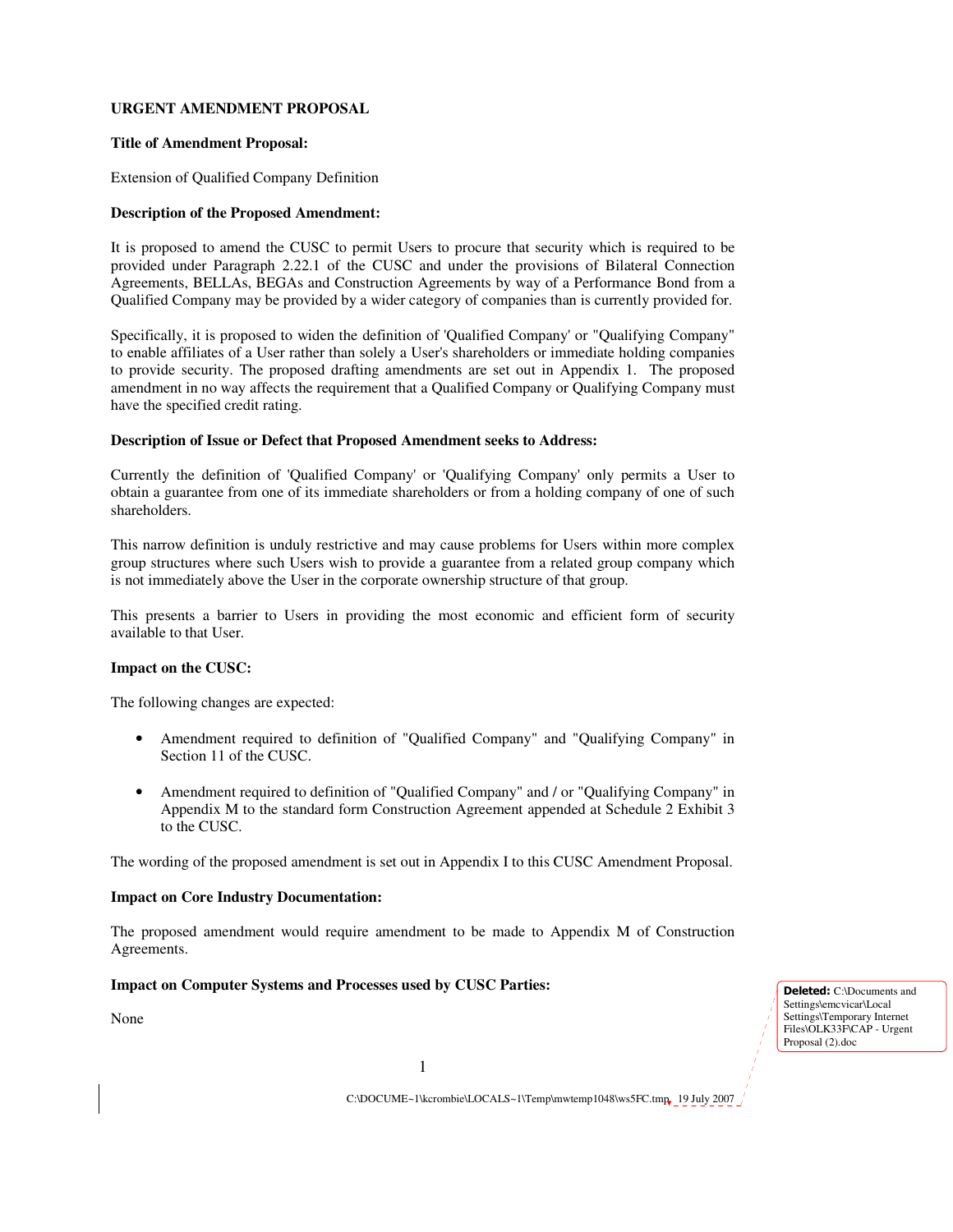**URGENT AMENDMENT PROPOSAL**

**Title of Amendment Proposal:**

Extension of Qualified Company Definition

**Description of the Proposed Amendment:**

It is proposed to amend the CUSC to permit Users to procure that security which is required to be provided under Paragraph 2.22.1 of the CUSC and under the provisions of Bilateral Connection Agreements, BELLAs, BEGAs and Construction Agreements by way of a Performance Bond from a Qualified Company may be provided by a wider category of companies than is currently provided for.

Specifically, it is proposed to widen the definition of 'Qualified Company' or "Qualifying Company" to enable affiliates of a User rather than solely a User's shareholders or immediate holding companies to provide security. The proposed drafting amendments are set out in Appendix 1. The proposed amendment in no way affects the requirement that a Qualified Company or Qualifying Company must have the specified credit rating.

**Description of Issue or Defect that Proposed Amendment seeks to Address:**

Currently the definition of 'Qualified Company' or 'Qualifying Company' only permits a User to obtain a guarantee from one of its immediate shareholders or from a holding company of one of such shareholders.

This narrow definition is unduly restrictive and may cause problems for Users within more complex group structures where such Users wish to provide a guarantee from a related group company which is not immediately above the User in the corporate ownership structure of that group.

This presents a barrier to Users in providing the most economic and efficient form of security available to that User.

**Impact on the CUSC:**

The following changes are expected:

- Amendment required to definition of "Qualified Company" and "Qualifying Company" in Section 11 of the CUSC.
- Amendment required to definition of "Qualified Company" and / or "Qualifying Company" in Appendix M to the standard form Construction Agreement appended at Schedule 2 Exhibit 3 to the CUSC.

The wording of the proposed amendment is set out in Appendix I to this CUSC Amendment Proposal.

**Impact on Core Industry Documentation:**

The proposed amendment would require amendment to be made to Appendix M of Construction Agreements.

**Impact on Computer Systems and Processes used by CUSC Parties:**

None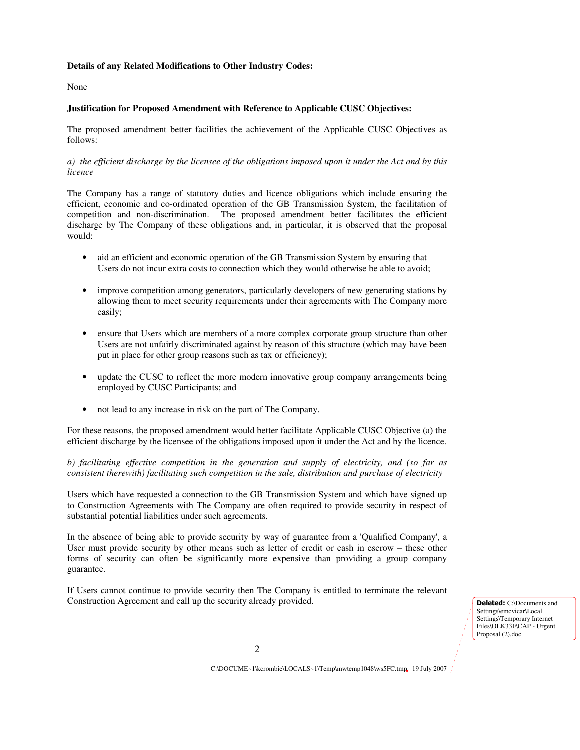**Details of any Related Modifications to Other Industry Codes:**

None

**Justification for Proposed Amendment with Reference to Applicable CUSC Objectives:**

The proposed amendment better facilities the achievement of the Applicable CUSC Objectives as follows:

*a) the efficient discharge by the licensee of the obligations imposed upon it under the Act and by this licence*

The Company has a range of statutory duties and licence obligations which include ensuring the efficient, economic and co-ordinated operation of the GB Transmission System, the facilitation of competition and non-discrimination. The proposed amendment better facilitates the efficient discharge by The Company of these obligations and, in particular, it is observed that the proposal would:

- aid an efficient and economic operation of the GB Transmission System by ensuring that Users do not incur extra costs to connection which they would otherwise be able to avoid;
- improve competition among generators, particularly developers of new generating stations by allowing them to meet security requirements under their agreements with The Company more easily;
- ensure that Users which are members of a more complex corporate group structure than other Users are not unfairly discriminated against by reason of this structure (which may have been put in place for other group reasons such as tax or efficiency);
- update the CUSC to reflect the more modern innovative group company arrangements being employed by CUSC Participants; and
- not lead to any increase in risk on the part of The Company.

For these reasons, the proposed amendment would better facilitate Applicable CUSC Objective (a) the efficient discharge by the licensee of the obligations imposed upon it under the Act and by the licence.

*b) facilitating effective competition in the generation and supply of electricity, and (so far as consistent therewith) facilitating such competition in the sale, distribution and purchase of electricity*

Users which have requested a connection to the GB Transmission System and which have signed up to Construction Agreements with The Company are often required to provide security in respect of substantial potential liabilities under such agreements.

In the absence of being able to provide security by way of guarantee from a 'Qualified Company', a User must provide security by other means such as letter of credit or cash in escrow – these other forms of security can often be significantly more expensive than providing a group company guarantee.

If Users cannot continue to provide security then The Company is entitled to terminate the relevant Construction Agreement and call up the security already provided.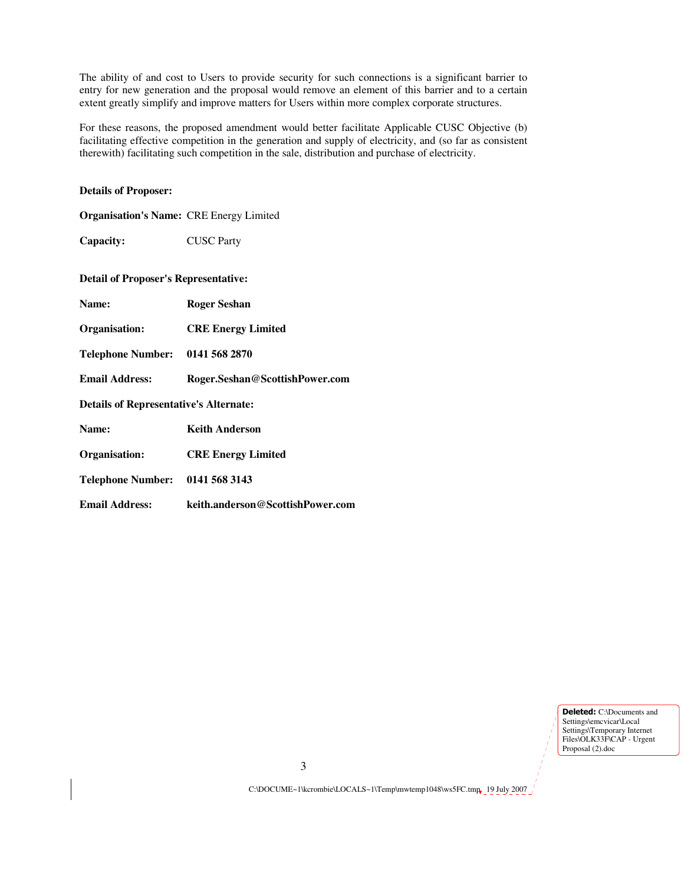The ability of and cost to Users to provide security for such connections is a significant barrier to entry for new generation and the proposal would remove an element of this barrier and to a certain extent greatly simplify and improve matters for Users within more complex corporate structures.

For these reasons, the proposed amendment would better facilitate Applicable CUSC Objective (b) facilitating effective competition in the generation and supply of electricity, and (so far as consistent therewith) facilitating such competition in the sale, distribution and purchase of electricity.

**Details of Proposer:**

**Organisation's Name:** CRE Energy Limited

**Capacity:** CUSC Party

**Detail of Proposer's Representative:**

**Name:** **Roger Seshan**

**Organisation:** **CRE Energy Limited**

**Telephone Number:** **0141 568 2870**

**Email Address:** **Roger.Seshan@ScottishPower.com**

**Details of Representative's Alternate:**

**Name:** **Keith Anderson**

**Organisation:** **CRE Energy Limited**

**Telephone Number:** **0141 568 3143**

**Email Address:** **keith.anderson@ScottishPower.com**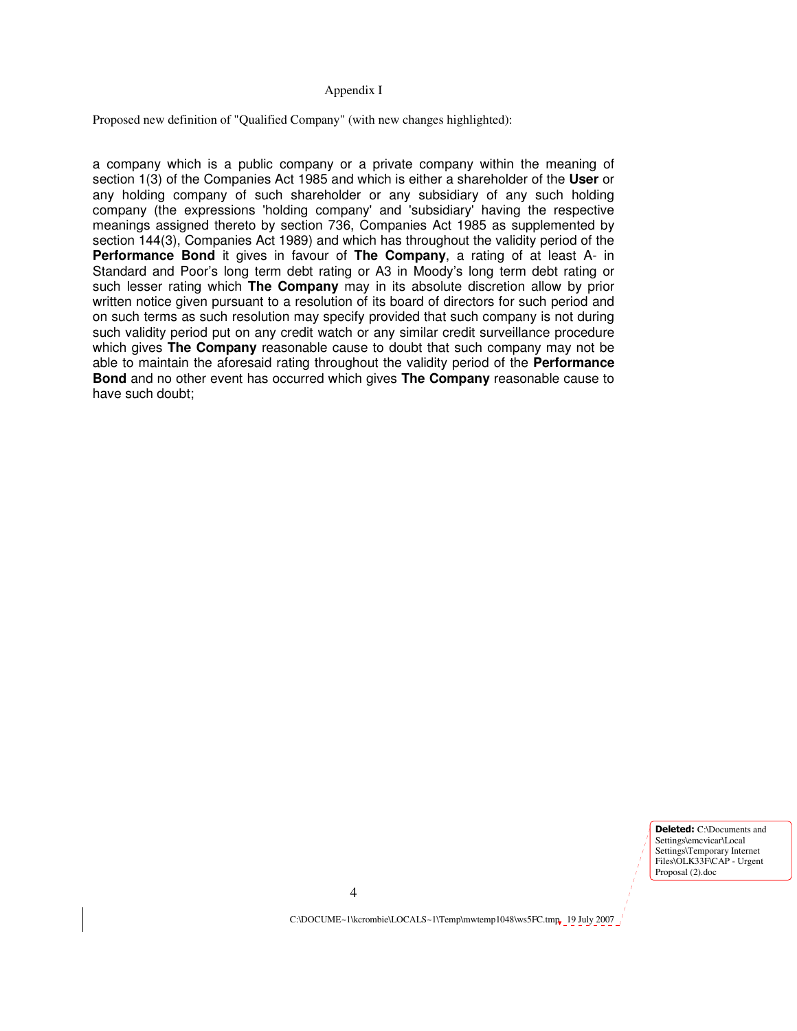Appendix I

Proposed new definition of "Qualified Company" (with new changes highlighted):

a company which is a public company or a private company within the meaning of section 1(3) of the Companies Act 1985 and which is either a shareholder of the **User** or any holding company of such shareholder or any subsidiary of any such holding company (the expressions 'holding company' and 'subsidiary' having the respective meanings assigned thereto by section 736, Companies Act 1985 as supplemented by section 144(3), Companies Act 1989) and which has throughout the validity period of the **Performance Bond** it gives in favour of **The Company**, a rating of at least A- in Standard and Poor's long term debt rating or A3 in Moody's long term debt rating or such lesser rating which **The Company** may in its absolute discretion allow by prior written notice given pursuant to a resolution of its board of directors for such period and on such terms as such resolution may specify provided that such company is not during such validity period put on any credit watch or any similar credit surveillance procedure which gives **The Company** reasonable cause to doubt that such company may not be able to maintain the aforesaid rating throughout the validity period of the **Performance Bond** and no other event has occurred which gives **The Company** reasonable cause to have such doubt;